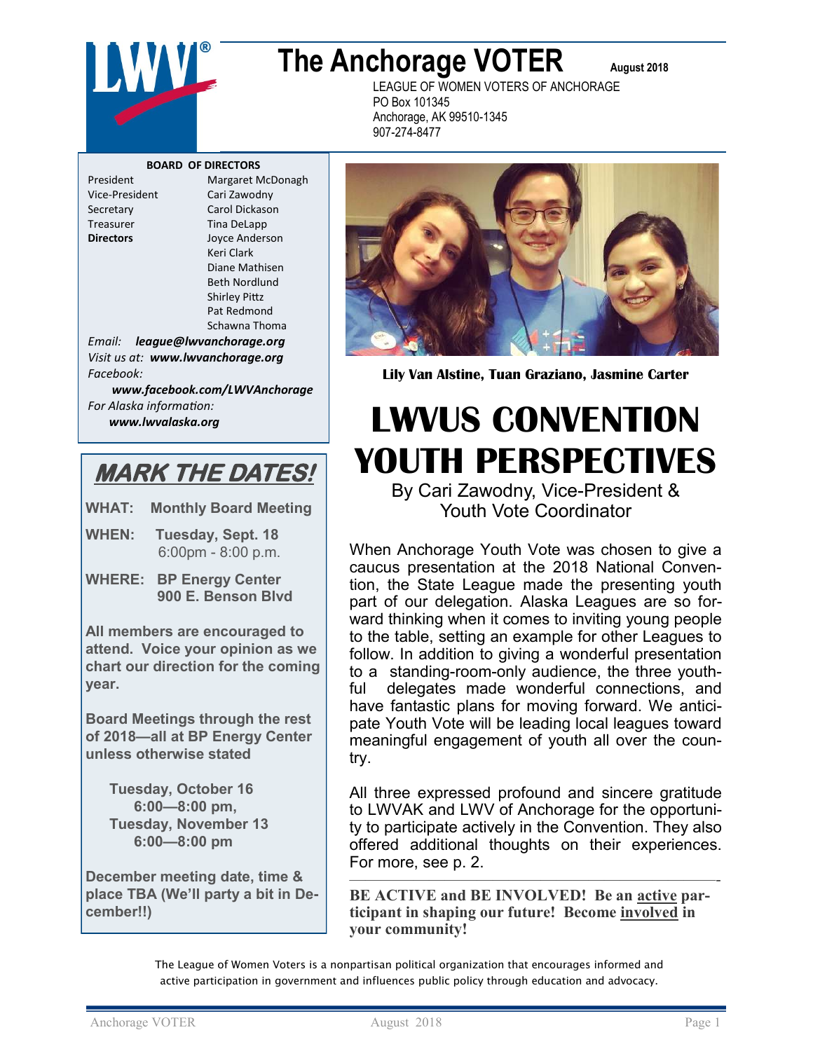# The Anchorage VOTER

August 2018

LEAGUE OF WOMEN VOTERS OF ANCHORAGE
PO Box 101345
Anchorage, AK 99510-1345
907-274-8477

**BOARD OF DIRECTORS**

| | |
|---|---|
| President | Margaret McDonagh |
| Vice-President | Cari Zawodny |
| Secretary | Carol Dickason |
| Treasurer | Tina DeLapp |
| **Directors** | Joyce Anderson |
| | Keri Clark |
| | Diane Mathisen |
| | Beth Nordlund |
| | Shirley Pittz |
| | Pat Redmond |
| | Schawna Thoma |

*Email:* ***league@lwvanchorage.org***
*Visit us at:* ***www.lwvanchorage.org***
*Facebook:* ***www.facebook.com/LWVAnchorage***
*For Alaska information:* ***www.lwvalaska.org***

## *MARK THE DATES!*

**WHAT: Monthly Board Meeting**

**WHEN: Tuesday, Sept. 18**
6:00pm - 8:00 p.m.

**WHERE: BP Energy Center**
**900 E. Benson Blvd**

**All members are encouraged to attend. Voice your opinion as we chart our direction for the coming year.**

**Board Meetings through the rest of 2018—all at BP Energy Center unless otherwise stated**

**Tuesday, October 16**
**6:00—8:00 pm,**
**Tuesday, November 13**
**6:00—8:00 pm**

**December meeting date, time & place TBA (We'll party a bit in December!!)**

**Lily Van Alstine, Tuan Graziano, Jasmine Carter**

# LWVUS CONVENTION YOUTH PERSPECTIVES

By Cari Zawodny, Vice-President & Youth Vote Coordinator

When Anchorage Youth Vote was chosen to give a caucus presentation at the 2018 National Convention, the State League made the presenting youth part of our delegation. Alaska Leagues are so forward thinking when it comes to inviting young people to the table, setting an example for other Leagues to follow. In addition to giving a wonderful presentation to a standing-room-only audience, the three youthful delegates made wonderful connections, and have fantastic plans for moving forward. We anticipate Youth Vote will be leading local leagues toward meaningful engagement of youth all over the country.

All three expressed profound and sincere gratitude to LWVAK and LWV of Anchorage for the opportunity to participate actively in the Convention. They also offered additional thoughts on their experiences. For more, see p. 2.

---

**BE ACTIVE and BE INVOLVED! Be an active participant in shaping our future! Become involved in your community!**

The League of Women Voters is a nonpartisan political organization that encourages informed and active participation in government and influences public policy through education and advocacy.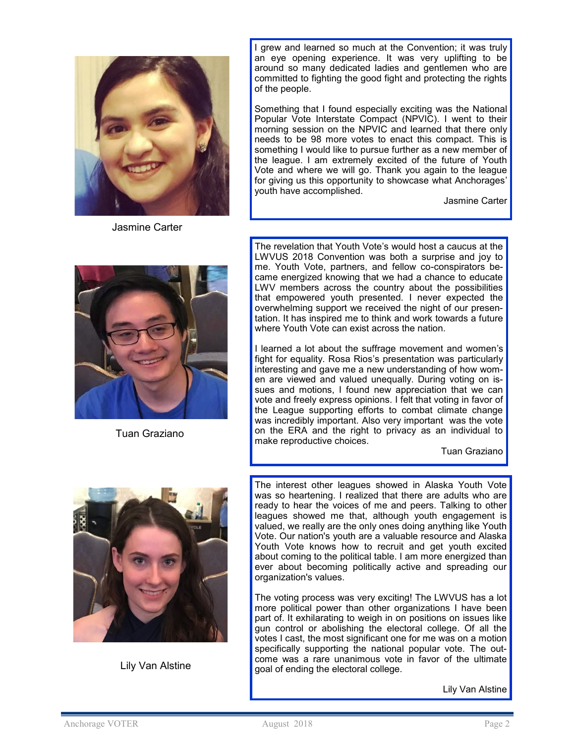Jasmine Carter

I grew and learned so much at the Convention; it was truly an eye opening experience. It was very uplifting to be around so many dedicated ladies and gentlemen who are committed to fighting the good fight and protecting the rights of the people.

Something that I found especially exciting was the National Popular Vote Interstate Compact (NPVIC). I went to their morning session on the NPVIC and learned that there only needs to be 98 more votes to enact this compact. This is something I would like to pursue further as a new member of the league. I am extremely excited of the future of Youth Vote and where we will go. Thank you again to the league for giving us this opportunity to showcase what Anchorages' youth have accomplished.

Jasmine Carter

Tuan Graziano

The revelation that Youth Vote's would host a caucus at the LWVUS 2018 Convention was both a surprise and joy to me. Youth Vote, partners, and fellow co-conspirators became energized knowing that we had a chance to educate LWV members across the country about the possibilities that empowered youth presented. I never expected the overwhelming support we received the night of our presentation. It has inspired me to think and work towards a future where Youth Vote can exist across the nation.

I learned a lot about the suffrage movement and women's fight for equality. Rosa Rios's presentation was particularly interesting and gave me a new understanding of how women are viewed and valued unequally. During voting on issues and motions, I found new appreciation that we can vote and freely express opinions. I felt that voting in favor of the League supporting efforts to combat climate change was incredibly important. Also very important was the vote on the ERA and the right to privacy as an individual to make reproductive choices.

Tuan Graziano

Lily Van Alstine

The interest other leagues showed in Alaska Youth Vote was so heartening. I realized that there are adults who are ready to hear the voices of me and peers. Talking to other leagues showed me that, although youth engagement is valued, we really are the only ones doing anything like Youth Vote. Our nation's youth are a valuable resource and Alaska Youth Vote knows how to recruit and get youth excited about coming to the political table. I am more energized than ever about becoming politically active and spreading our organization's values.

The voting process was very exciting! The LWVUS has a lot more political power than other organizations I have been part of. It exhilarating to weigh in on positions on issues like gun control or abolishing the electoral college. Of all the votes I cast, the most significant one for me was on a motion specifically supporting the national popular vote. The outcome was a rare unanimous vote in favor of the ultimate goal of ending the electoral college.

Lily Van Alstine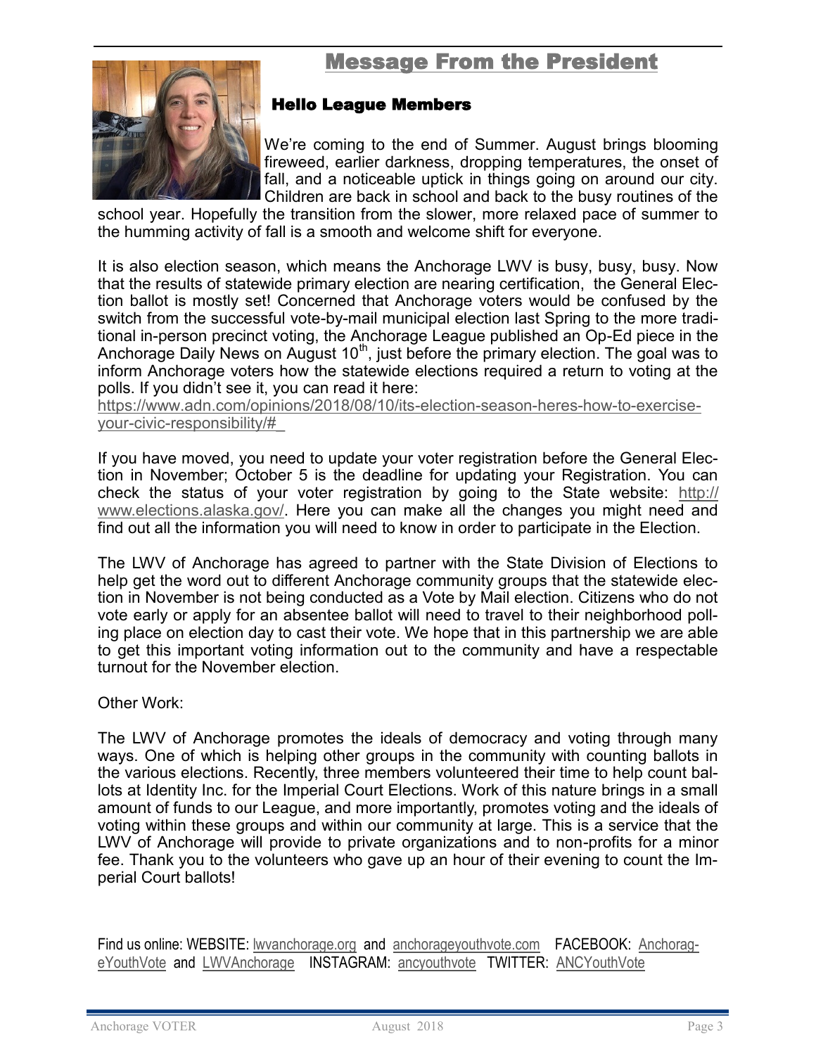## Message From the President

### Hello League Members

We're coming to the end of Summer. August brings blooming fireweed, earlier darkness, dropping temperatures, the onset of fall, and a noticeable uptick in things going on around our city. Children are back in school and back to the busy routines of the school year. Hopefully the transition from the slower, more relaxed pace of summer to the humming activity of fall is a smooth and welcome shift for everyone.

It is also election season, which means the Anchorage LWV is busy, busy, busy. Now that the results of statewide primary election are nearing certification, the General Election ballot is mostly set! Concerned that Anchorage voters would be confused by the switch from the successful vote-by-mail municipal election last Spring to the more traditional in-person precinct voting, the Anchorage League published an Op-Ed piece in the Anchorage Daily News on August 10th, just before the primary election. The goal was to inform Anchorage voters how the statewide elections required a return to voting at the polls. If you didn't see it, you can read it here:
https://www.adn.com/opinions/2018/08/10/its-election-season-heres-how-to-exercise-your-civic-responsibility/#_

If you have moved, you need to update your voter registration before the General Election in November; October 5 is the deadline for updating your Registration. You can check the status of your voter registration by going to the State website: http://www.elections.alaska.gov/. Here you can make all the changes you might need and find out all the information you will need to know in order to participate in the Election.

The LWV of Anchorage has agreed to partner with the State Division of Elections to help get the word out to different Anchorage community groups that the statewide election in November is not being conducted as a Vote by Mail election. Citizens who do not vote early or apply for an absentee ballot will need to travel to their neighborhood polling place on election day to cast their vote. We hope that in this partnership we are able to get this important voting information out to the community and have a respectable turnout for the November election.

Other Work:

The LWV of Anchorage promotes the ideals of democracy and voting through many ways. One of which is helping other groups in the community with counting ballots in the various elections. Recently, three members volunteered their time to help count ballots at Identity Inc. for the Imperial Court Elections. Work of this nature brings in a small amount of funds to our League, and more importantly, promotes voting and the ideals of voting within these groups and within our community at large. This is a service that the LWV of Anchorage will provide to private organizations and to non-profits for a minor fee. Thank you to the volunteers who gave up an hour of their evening to count the Imperial Court ballots!

Find us online: WEBSITE: lwvanchorage.org and anchorageyouthvote.com FACEBOOK: AnchorageYouthVote and LWVAnchorage INSTAGRAM: ancyouthvote TWITTER: ANCYouthVote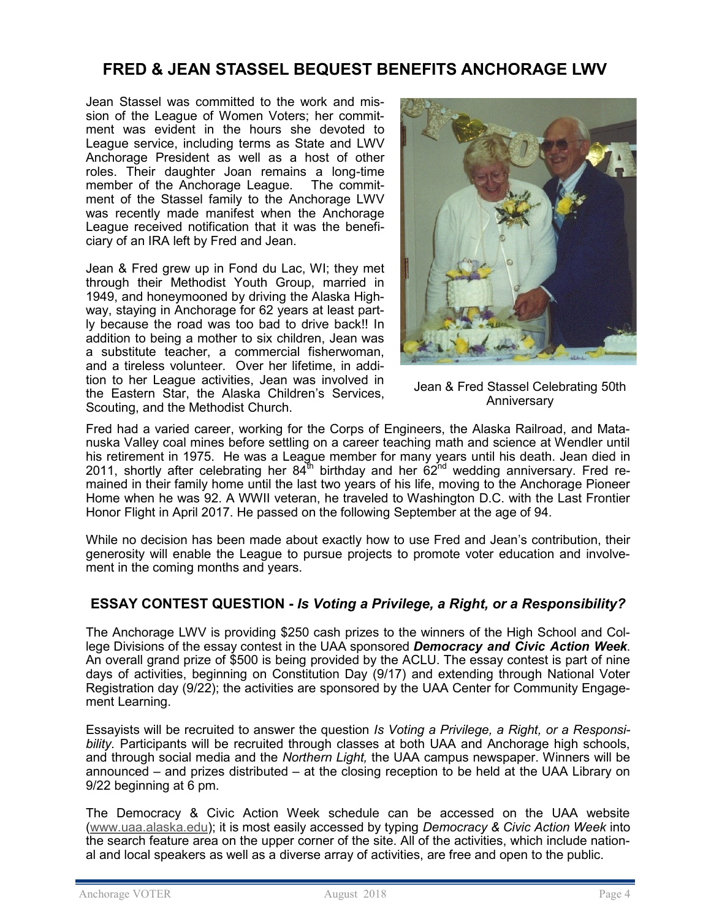## FRED & JEAN STASSEL BEQUEST BENEFITS ANCHORAGE LWV

Jean Stassel was committed to the work and mission of the League of Women Voters; her commitment was evident in the hours she devoted to League service, including terms as State and LWV Anchorage President as well as a host of other roles. Their daughter Joan remains a long-time member of the Anchorage League. The commitment of the Stassel family to the Anchorage LWV was recently made manifest when the Anchorage League received notification that it was the beneficiary of an IRA left by Fred and Jean.

Jean & Fred grew up in Fond du Lac, WI; they met through their Methodist Youth Group, married in 1949, and honeymooned by driving the Alaska Highway, staying in Anchorage for 62 years at least partly because the road was too bad to drive back!! In addition to being a mother to six children, Jean was a substitute teacher, a commercial fisherwoman, and a tireless volunteer. Over her lifetime, in addition to her League activities, Jean was involved in the Eastern Star, the Alaska Children's Services, Scouting, and the Methodist Church.

Jean & Fred Stassel Celebrating 50th Anniversary

Fred had a varied career, working for the Corps of Engineers, the Alaska Railroad, and Matanuska Valley coal mines before settling on a career teaching math and science at Wendler until his retirement in 1975. He was a League member for many years until his death. Jean died in 2011, shortly after celebrating her 84th birthday and her 62nd wedding anniversary. Fred remained in their family home until the last two years of his life, moving to the Anchorage Pioneer Home when he was 92. A WWII veteran, he traveled to Washington D.C. with the Last Frontier Honor Flight in April 2017. He passed on the following September at the age of 94.

While no decision has been made about exactly how to use Fred and Jean's contribution, their generosity will enable the League to pursue projects to promote voter education and involvement in the coming months and years.

### ESSAY CONTEST QUESTION - *Is Voting a Privilege, a Right, or a Responsibility?*

The Anchorage LWV is providing $250 cash prizes to the winners of the High School and College Divisions of the essay contest in the UAA sponsored ***Democracy and Civic Action Week***. An overall grand prize of $500 is being provided by the ACLU. The essay contest is part of nine days of activities, beginning on Constitution Day (9/17) and extending through National Voter Registration day (9/22); the activities are sponsored by the UAA Center for Community Engagement Learning.

Essayists will be recruited to answer the question *Is Voting a Privilege, a Right, or a Responsibility.* Participants will be recruited through classes at both UAA and Anchorage high schools, and through social media and the *Northern Light,* the UAA campus newspaper. Winners will be announced – and prizes distributed – at the closing reception to be held at the UAA Library on 9/22 beginning at 6 pm.

The Democracy & Civic Action Week schedule can be accessed on the UAA website (www.uaa.alaska.edu); it is most easily accessed by typing *Democracy & Civic Action Week* into the search feature area on the upper corner of the site. All of the activities, which include national and local speakers as well as a diverse array of activities, are free and open to the public.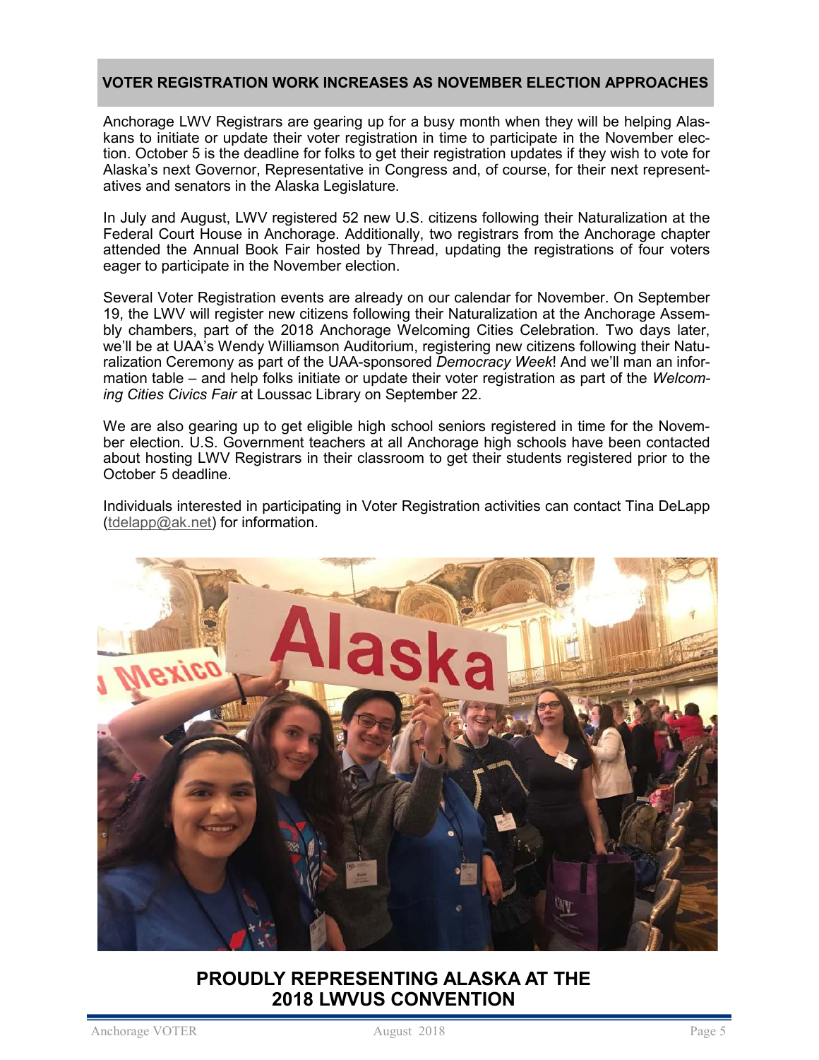## VOTER REGISTRATION WORK INCREASES AS NOVEMBER ELECTION APPROACHES

Anchorage LWV Registrars are gearing up for a busy month when they will be helping Alaskans to initiate or update their voter registration in time to participate in the November election. October 5 is the deadline for folks to get their registration updates if they wish to vote for Alaska's next Governor, Representative in Congress and, of course, for their next representatives and senators in the Alaska Legislature.

In July and August, LWV registered 52 new U.S. citizens following their Naturalization at the Federal Court House in Anchorage. Additionally, two registrars from the Anchorage chapter attended the Annual Book Fair hosted by Thread, updating the registrations of four voters eager to participate in the November election.

Several Voter Registration events are already on our calendar for November. On September 19, the LWV will register new citizens following their Naturalization at the Anchorage Assembly chambers, part of the 2018 Anchorage Welcoming Cities Celebration. Two days later, we'll be at UAA's Wendy Williamson Auditorium, registering new citizens following their Naturalization Ceremony as part of the UAA-sponsored *Democracy Week*! And we'll man an information table – and help folks initiate or update their voter registration as part of the *Welcoming Cities Civics Fair* at Loussac Library on September 22.

We are also gearing up to get eligible high school seniors registered in time for the November election. U.S. Government teachers at all Anchorage high schools have been contacted about hosting LWV Registrars in their classroom to get their students registered prior to the October 5 deadline.

Individuals interested in participating in Voter Registration activities can contact Tina DeLapp (tdelapp@ak.net) for information.

**PROUDLY REPRESENTING ALASKA AT THE 2018 LWVUS CONVENTION**